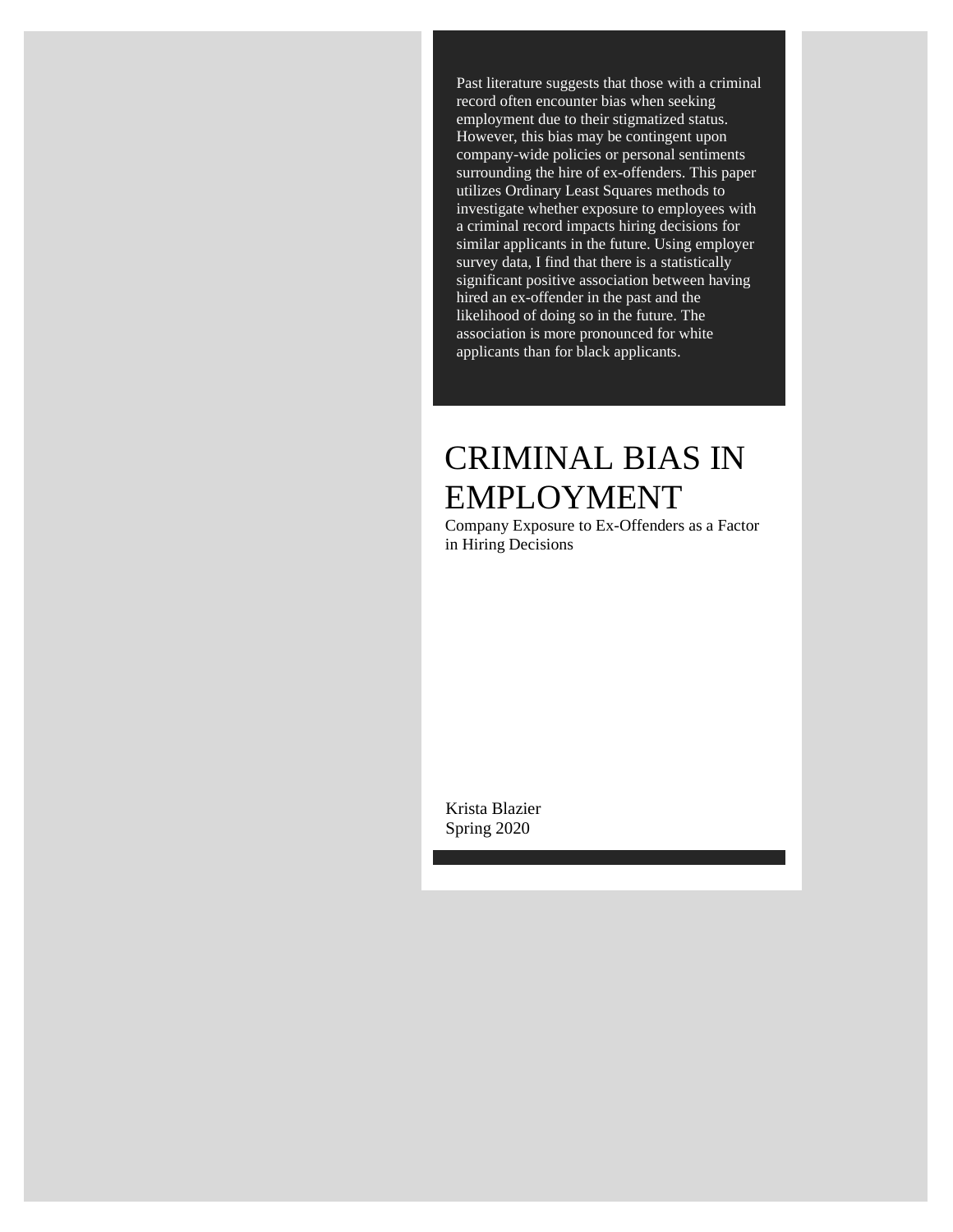Past literature suggests that those with a criminal record often encounter bias when seeking employment due to their stigmatized status. However, this bias may be contingent upon company-wide policies or personal sentiments surrounding the hire of ex-offenders. This paper utilizes Ordinary Least Squares methods to investigate whether exposure to employees with a criminal record impacts hiring decisions for similar applicants in the future. Using employer survey data, I find that there is a statistically significant positive association between having hired an ex-offender in the past and the likelihood of doing so in the future. The association is more pronounced for white applicants than for black applicants.

# CRIMINAL BIAS IN EMPLOYMENT

Company Exposure to Ex-Offenders as a Factor in Hiring Decisions

Krista Blazier
Spring 2020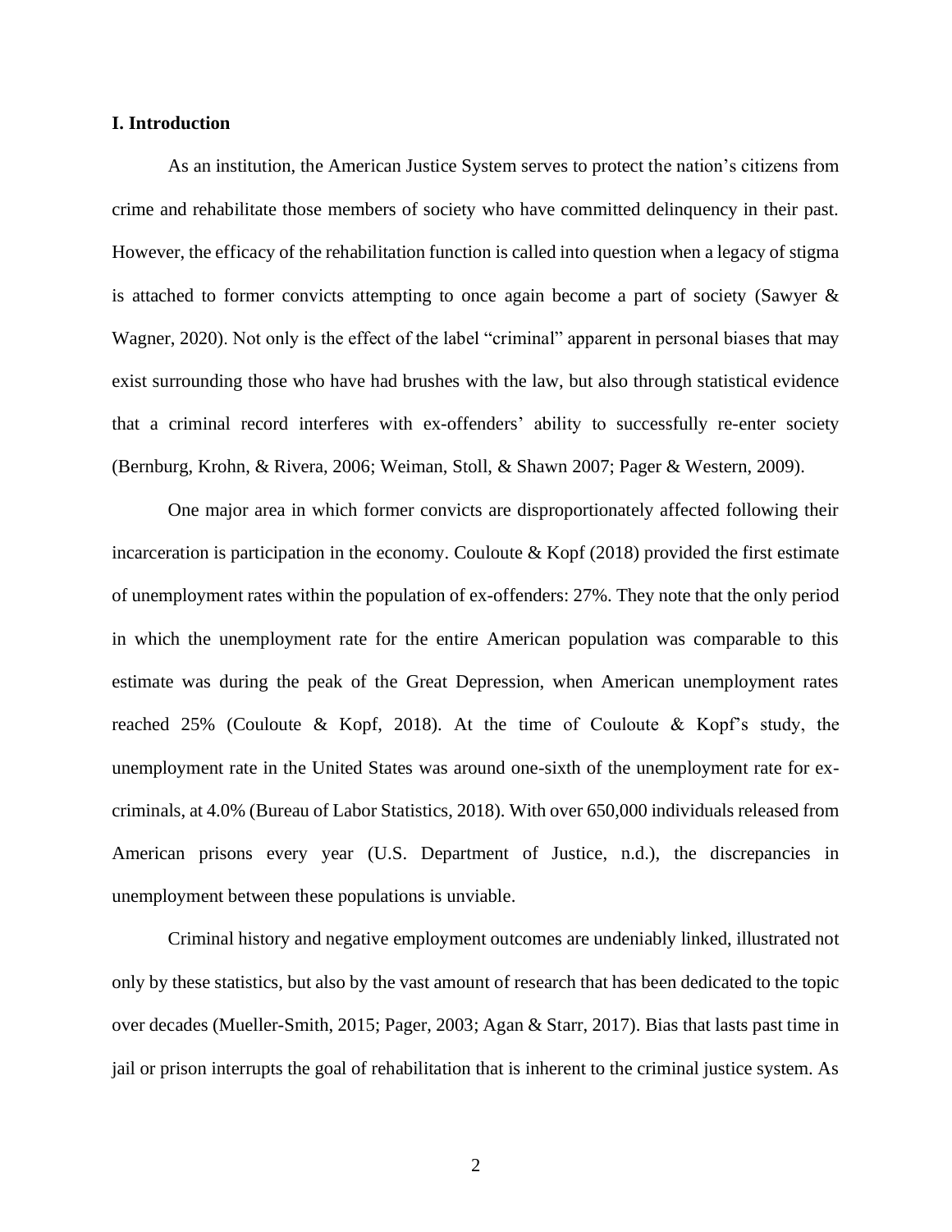## I. Introduction

As an institution, the American Justice System serves to protect the nation's citizens from crime and rehabilitate those members of society who have committed delinquency in their past. However, the efficacy of the rehabilitation function is called into question when a legacy of stigma is attached to former convicts attempting to once again become a part of society (Sawyer & Wagner, 2020). Not only is the effect of the label "criminal" apparent in personal biases that may exist surrounding those who have had brushes with the law, but also through statistical evidence that a criminal record interferes with ex-offenders' ability to successfully re-enter society (Bernburg, Krohn, & Rivera, 2006; Weiman, Stoll, & Shawn 2007; Pager & Western, 2009).

One major area in which former convicts are disproportionately affected following their incarceration is participation in the economy. Couloute & Kopf (2018) provided the first estimate of unemployment rates within the population of ex-offenders: 27%. They note that the only period in which the unemployment rate for the entire American population was comparable to this estimate was during the peak of the Great Depression, when American unemployment rates reached 25% (Couloute & Kopf, 2018). At the time of Couloute & Kopf's study, the unemployment rate in the United States was around one-sixth of the unemployment rate for ex-criminals, at 4.0% (Bureau of Labor Statistics, 2018). With over 650,000 individuals released from American prisons every year (U.S. Department of Justice, n.d.), the discrepancies in unemployment between these populations is unviable.

Criminal history and negative employment outcomes are undeniably linked, illustrated not only by these statistics, but also by the vast amount of research that has been dedicated to the topic over decades (Mueller-Smith, 2015; Pager, 2003; Agan & Starr, 2017). Bias that lasts past time in jail or prison interrupts the goal of rehabilitation that is inherent to the criminal justice system. As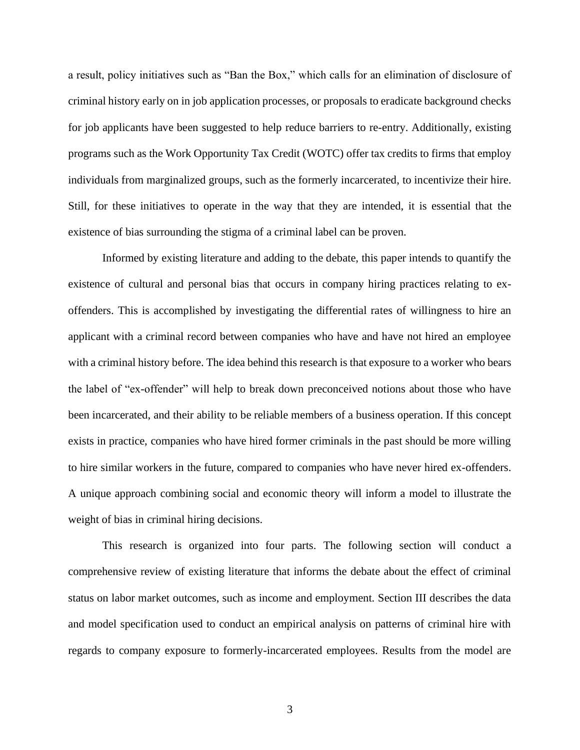a result, policy initiatives such as "Ban the Box," which calls for an elimination of disclosure of criminal history early on in job application processes, or proposals to eradicate background checks for job applicants have been suggested to help reduce barriers to re-entry. Additionally, existing programs such as the Work Opportunity Tax Credit (WOTC) offer tax credits to firms that employ individuals from marginalized groups, such as the formerly incarcerated, to incentivize their hire. Still, for these initiatives to operate in the way that they are intended, it is essential that the existence of bias surrounding the stigma of a criminal label can be proven.

Informed by existing literature and adding to the debate, this paper intends to quantify the existence of cultural and personal bias that occurs in company hiring practices relating to ex-offenders. This is accomplished by investigating the differential rates of willingness to hire an applicant with a criminal record between companies who have and have not hired an employee with a criminal history before. The idea behind this research is that exposure to a worker who bears the label of "ex-offender" will help to break down preconceived notions about those who have been incarcerated, and their ability to be reliable members of a business operation. If this concept exists in practice, companies who have hired former criminals in the past should be more willing to hire similar workers in the future, compared to companies who have never hired ex-offenders. A unique approach combining social and economic theory will inform a model to illustrate the weight of bias in criminal hiring decisions.

This research is organized into four parts. The following section will conduct a comprehensive review of existing literature that informs the debate about the effect of criminal status on labor market outcomes, such as income and employment. Section III describes the data and model specification used to conduct an empirical analysis on patterns of criminal hire with regards to company exposure to formerly-incarcerated employees. Results from the model are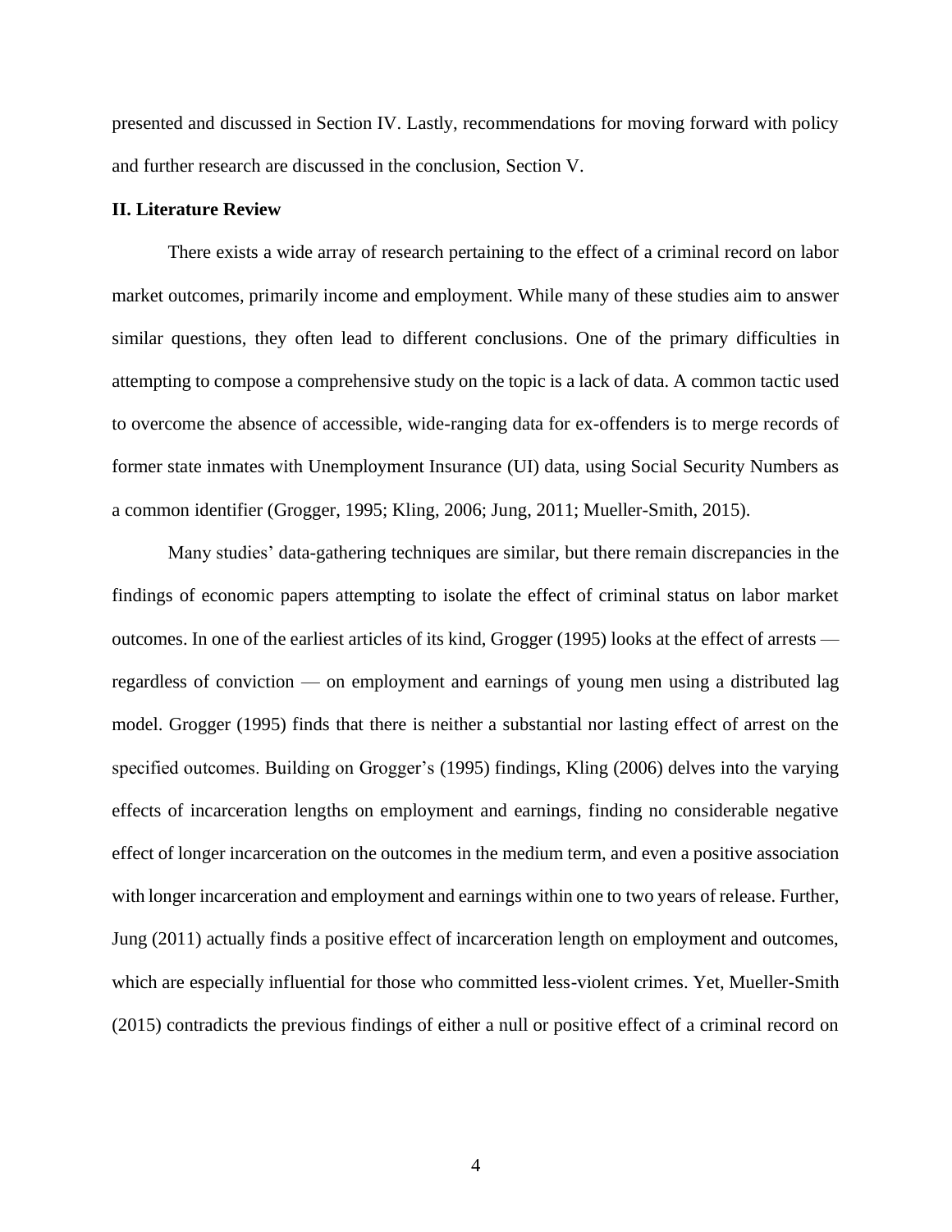presented and discussed in Section IV. Lastly, recommendations for moving forward with policy and further research are discussed in the conclusion, Section V.

## II. Literature Review

There exists a wide array of research pertaining to the effect of a criminal record on labor market outcomes, primarily income and employment. While many of these studies aim to answer similar questions, they often lead to different conclusions. One of the primary difficulties in attempting to compose a comprehensive study on the topic is a lack of data. A common tactic used to overcome the absence of accessible, wide-ranging data for ex-offenders is to merge records of former state inmates with Unemployment Insurance (UI) data, using Social Security Numbers as a common identifier (Grogger, 1995; Kling, 2006; Jung, 2011; Mueller-Smith, 2015).

Many studies' data-gathering techniques are similar, but there remain discrepancies in the findings of economic papers attempting to isolate the effect of criminal status on labor market outcomes. In one of the earliest articles of its kind, Grogger (1995) looks at the effect of arrests — regardless of conviction — on employment and earnings of young men using a distributed lag model. Grogger (1995) finds that there is neither a substantial nor lasting effect of arrest on the specified outcomes. Building on Grogger's (1995) findings, Kling (2006) delves into the varying effects of incarceration lengths on employment and earnings, finding no considerable negative effect of longer incarceration on the outcomes in the medium term, and even a positive association with longer incarceration and employment and earnings within one to two years of release. Further, Jung (2011) actually finds a positive effect of incarceration length on employment and outcomes, which are especially influential for those who committed less-violent crimes. Yet, Mueller-Smith (2015) contradicts the previous findings of either a null or positive effect of a criminal record on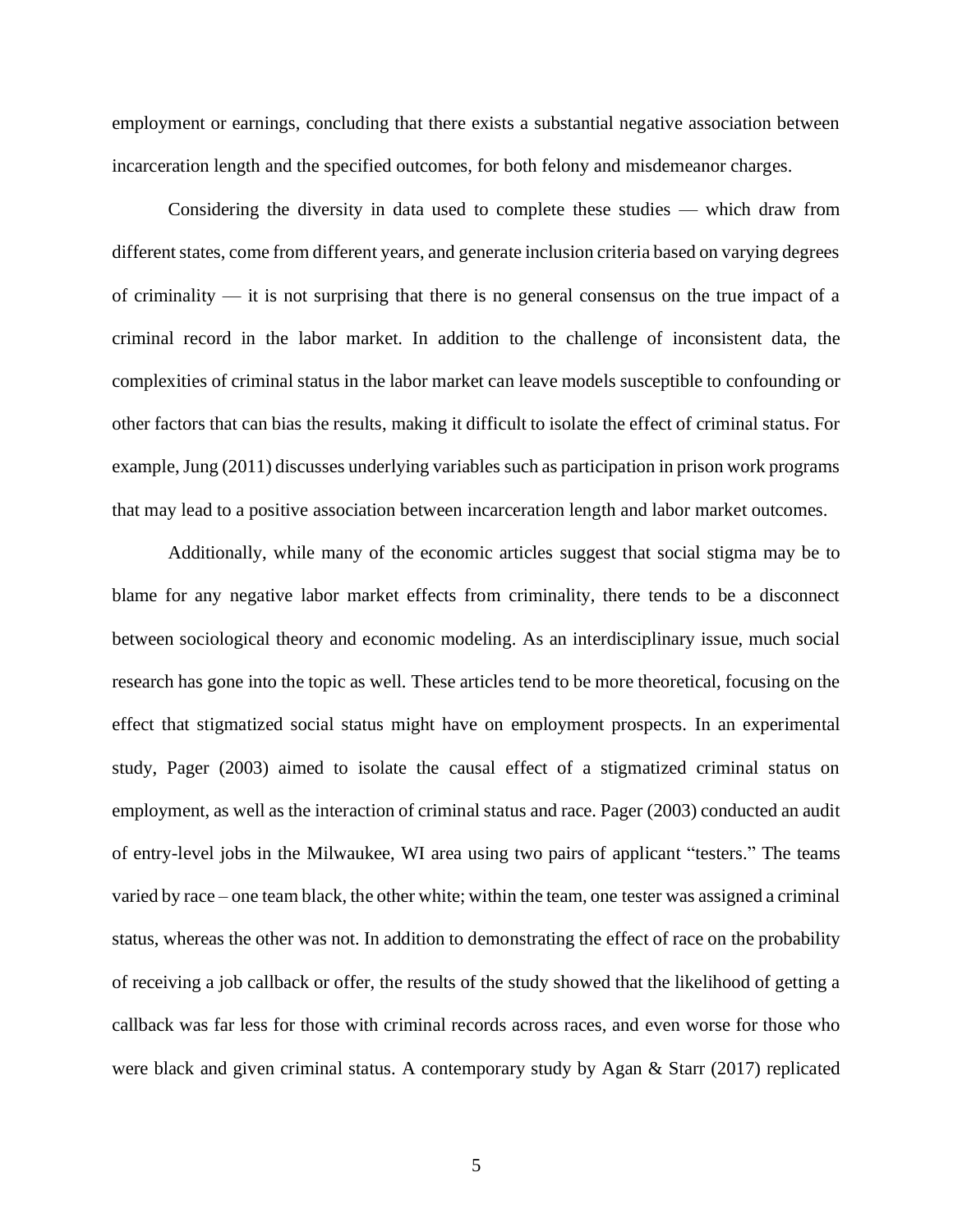employment or earnings, concluding that there exists a substantial negative association between incarceration length and the specified outcomes, for both felony and misdemeanor charges.

Considering the diversity in data used to complete these studies — which draw from different states, come from different years, and generate inclusion criteria based on varying degrees of criminality — it is not surprising that there is no general consensus on the true impact of a criminal record in the labor market. In addition to the challenge of inconsistent data, the complexities of criminal status in the labor market can leave models susceptible to confounding or other factors that can bias the results, making it difficult to isolate the effect of criminal status. For example, Jung (2011) discusses underlying variables such as participation in prison work programs that may lead to a positive association between incarceration length and labor market outcomes.

Additionally, while many of the economic articles suggest that social stigma may be to blame for any negative labor market effects from criminality, there tends to be a disconnect between sociological theory and economic modeling. As an interdisciplinary issue, much social research has gone into the topic as well. These articles tend to be more theoretical, focusing on the effect that stigmatized social status might have on employment prospects. In an experimental study, Pager (2003) aimed to isolate the causal effect of a stigmatized criminal status on employment, as well as the interaction of criminal status and race. Pager (2003) conducted an audit of entry-level jobs in the Milwaukee, WI area using two pairs of applicant "testers." The teams varied by race – one team black, the other white; within the team, one tester was assigned a criminal status, whereas the other was not. In addition to demonstrating the effect of race on the probability of receiving a job callback or offer, the results of the study showed that the likelihood of getting a callback was far less for those with criminal records across races, and even worse for those who were black and given criminal status. A contemporary study by Agan & Starr (2017) replicated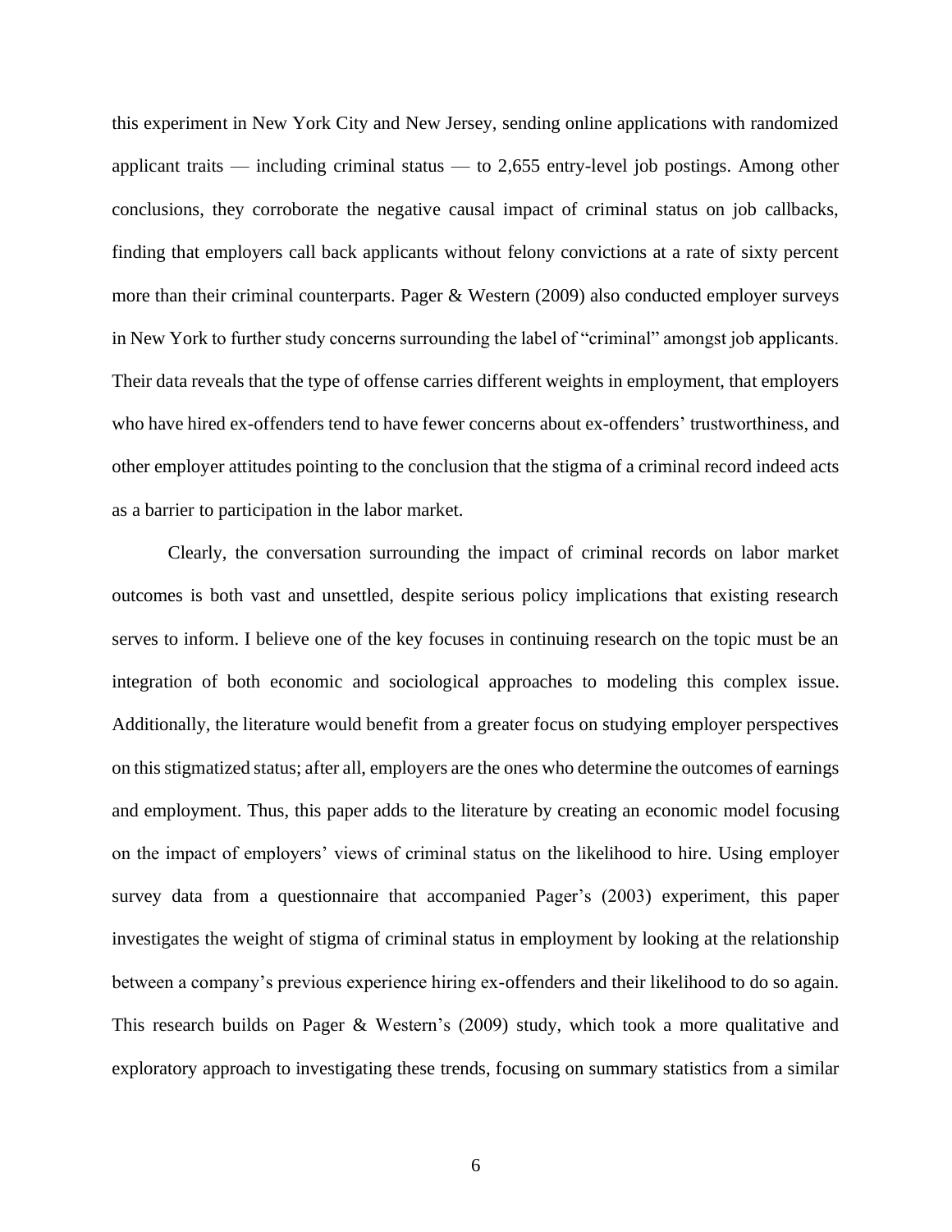this experiment in New York City and New Jersey, sending online applications with randomized applicant traits — including criminal status — to 2,655 entry-level job postings. Among other conclusions, they corroborate the negative causal impact of criminal status on job callbacks, finding that employers call back applicants without felony convictions at a rate of sixty percent more than their criminal counterparts. Pager & Western (2009) also conducted employer surveys in New York to further study concerns surrounding the label of "criminal" amongst job applicants. Their data reveals that the type of offense carries different weights in employment, that employers who have hired ex-offenders tend to have fewer concerns about ex-offenders' trustworthiness, and other employer attitudes pointing to the conclusion that the stigma of a criminal record indeed acts as a barrier to participation in the labor market.

Clearly, the conversation surrounding the impact of criminal records on labor market outcomes is both vast and unsettled, despite serious policy implications that existing research serves to inform. I believe one of the key focuses in continuing research on the topic must be an integration of both economic and sociological approaches to modeling this complex issue. Additionally, the literature would benefit from a greater focus on studying employer perspectives on this stigmatized status; after all, employers are the ones who determine the outcomes of earnings and employment. Thus, this paper adds to the literature by creating an economic model focusing on the impact of employers' views of criminal status on the likelihood to hire. Using employer survey data from a questionnaire that accompanied Pager's (2003) experiment, this paper investigates the weight of stigma of criminal status in employment by looking at the relationship between a company's previous experience hiring ex-offenders and their likelihood to do so again. This research builds on Pager & Western's (2009) study, which took a more qualitative and exploratory approach to investigating these trends, focusing on summary statistics from a similar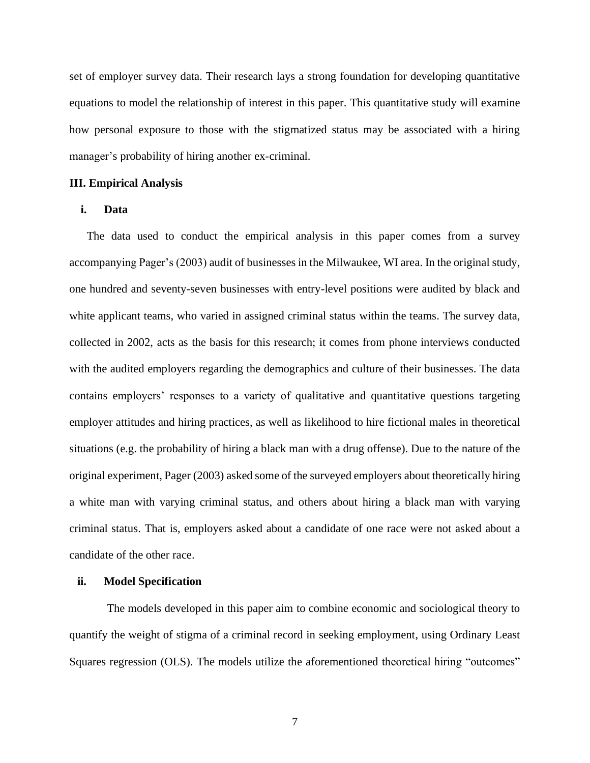set of employer survey data. Their research lays a strong foundation for developing quantitative equations to model the relationship of interest in this paper. This quantitative study will examine how personal exposure to those with the stigmatized status may be associated with a hiring manager's probability of hiring another ex-criminal.

## III. Empirical Analysis

### i. Data

The data used to conduct the empirical analysis in this paper comes from a survey accompanying Pager's (2003) audit of businesses in the Milwaukee, WI area. In the original study, one hundred and seventy-seven businesses with entry-level positions were audited by black and white applicant teams, who varied in assigned criminal status within the teams. The survey data, collected in 2002, acts as the basis for this research; it comes from phone interviews conducted with the audited employers regarding the demographics and culture of their businesses. The data contains employers' responses to a variety of qualitative and quantitative questions targeting employer attitudes and hiring practices, as well as likelihood to hire fictional males in theoretical situations (e.g. the probability of hiring a black man with a drug offense). Due to the nature of the original experiment, Pager (2003) asked some of the surveyed employers about theoretically hiring a white man with varying criminal status, and others about hiring a black man with varying criminal status. That is, employers asked about a candidate of one race were not asked about a candidate of the other race.

### ii. Model Specification

The models developed in this paper aim to combine economic and sociological theory to quantify the weight of stigma of a criminal record in seeking employment, using Ordinary Least Squares regression (OLS). The models utilize the aforementioned theoretical hiring "outcomes"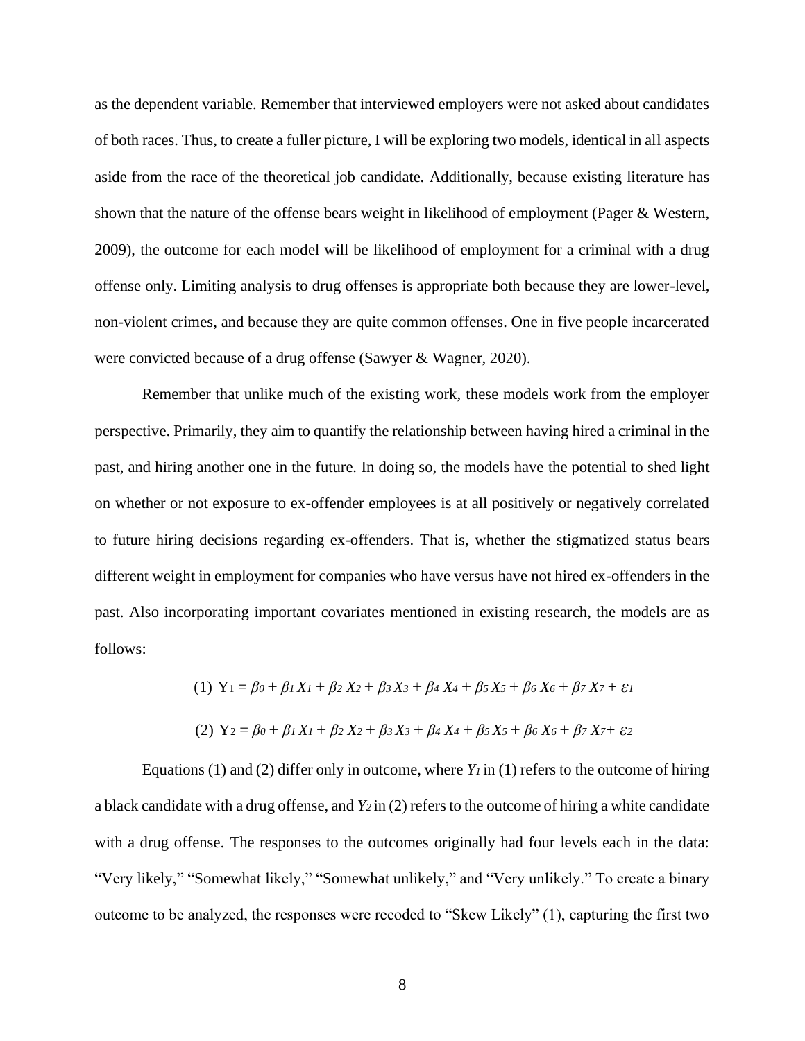as the dependent variable. Remember that interviewed employers were not asked about candidates of both races. Thus, to create a fuller picture, I will be exploring two models, identical in all aspects aside from the race of the theoretical job candidate. Additionally, because existing literature has shown that the nature of the offense bears weight in likelihood of employment (Pager & Western, 2009), the outcome for each model will be likelihood of employment for a criminal with a drug offense only. Limiting analysis to drug offenses is appropriate both because they are lower-level, non-violent crimes, and because they are quite common offenses. One in five people incarcerated were convicted because of a drug offense (Sawyer & Wagner, 2020).

Remember that unlike much of the existing work, these models work from the employer perspective. Primarily, they aim to quantify the relationship between having hired a criminal in the past, and hiring another one in the future. In doing so, the models have the potential to shed light on whether or not exposure to ex-offender employees is at all positively or negatively correlated to future hiring decisions regarding ex-offenders. That is, whether the stigmatized status bears different weight in employment for companies who have versus have not hired ex-offenders in the past. Also incorporating important covariates mentioned in existing research, the models are as follows:

$$(1)\ Y_1 = \beta_0 + \beta_1 X_1 + \beta_2 X_2 + \beta_3 X_3 + \beta_4 X_4 + \beta_5 X_5 + \beta_6 X_6 + \beta_7 X_7 + \varepsilon_1$$

$$(2)\ Y_2 = \beta_0 + \beta_1 X_1 + \beta_2 X_2 + \beta_3 X_3 + \beta_4 X_4 + \beta_5 X_5 + \beta_6 X_6 + \beta_7 X_7 + \varepsilon_2$$

Equations (1) and (2) differ only in outcome, where $Y_1$ in (1) refers to the outcome of hiring a black candidate with a drug offense, and $Y_2$ in (2) refers to the outcome of hiring a white candidate with a drug offense. The responses to the outcomes originally had four levels each in the data: "Very likely," "Somewhat likely," "Somewhat unlikely," and "Very unlikely." To create a binary outcome to be analyzed, the responses were recoded to "Skew Likely" (1), capturing the first two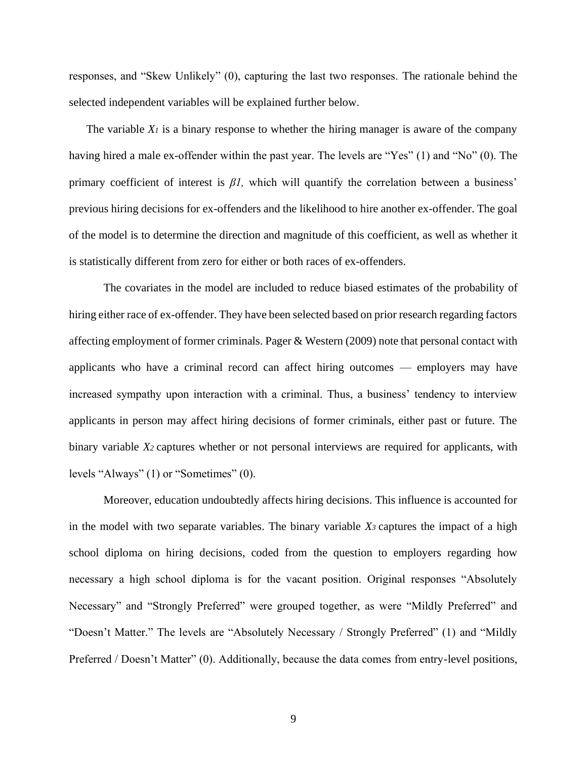responses, and "Skew Unlikely" (0), capturing the last two responses. The rationale behind the selected independent variables will be explained further below.

The variable $X_1$ is a binary response to whether the hiring manager is aware of the company having hired a male ex-offender within the past year. The levels are "Yes" (1) and "No" (0). The primary coefficient of interest is $\beta_1$, which will quantify the correlation between a business' previous hiring decisions for ex-offenders and the likelihood to hire another ex-offender. The goal of the model is to determine the direction and magnitude of this coefficient, as well as whether it is statistically different from zero for either or both races of ex-offenders.

The covariates in the model are included to reduce biased estimates of the probability of hiring either race of ex-offender. They have been selected based on prior research regarding factors affecting employment of former criminals. Pager & Western (2009) note that personal contact with applicants who have a criminal record can affect hiring outcomes — employers may have increased sympathy upon interaction with a criminal. Thus, a business' tendency to interview applicants in person may affect hiring decisions of former criminals, either past or future. The binary variable $X_2$ captures whether or not personal interviews are required for applicants, with levels "Always" (1) or "Sometimes" (0).

Moreover, education undoubtedly affects hiring decisions. This influence is accounted for in the model with two separate variables. The binary variable $X_3$ captures the impact of a high school diploma on hiring decisions, coded from the question to employers regarding how necessary a high school diploma is for the vacant position. Original responses "Absolutely Necessary" and "Strongly Preferred" were grouped together, as were "Mildly Preferred" and "Doesn't Matter." The levels are "Absolutely Necessary / Strongly Preferred" (1) and "Mildly Preferred / Doesn't Matter" (0). Additionally, because the data comes from entry-level positions,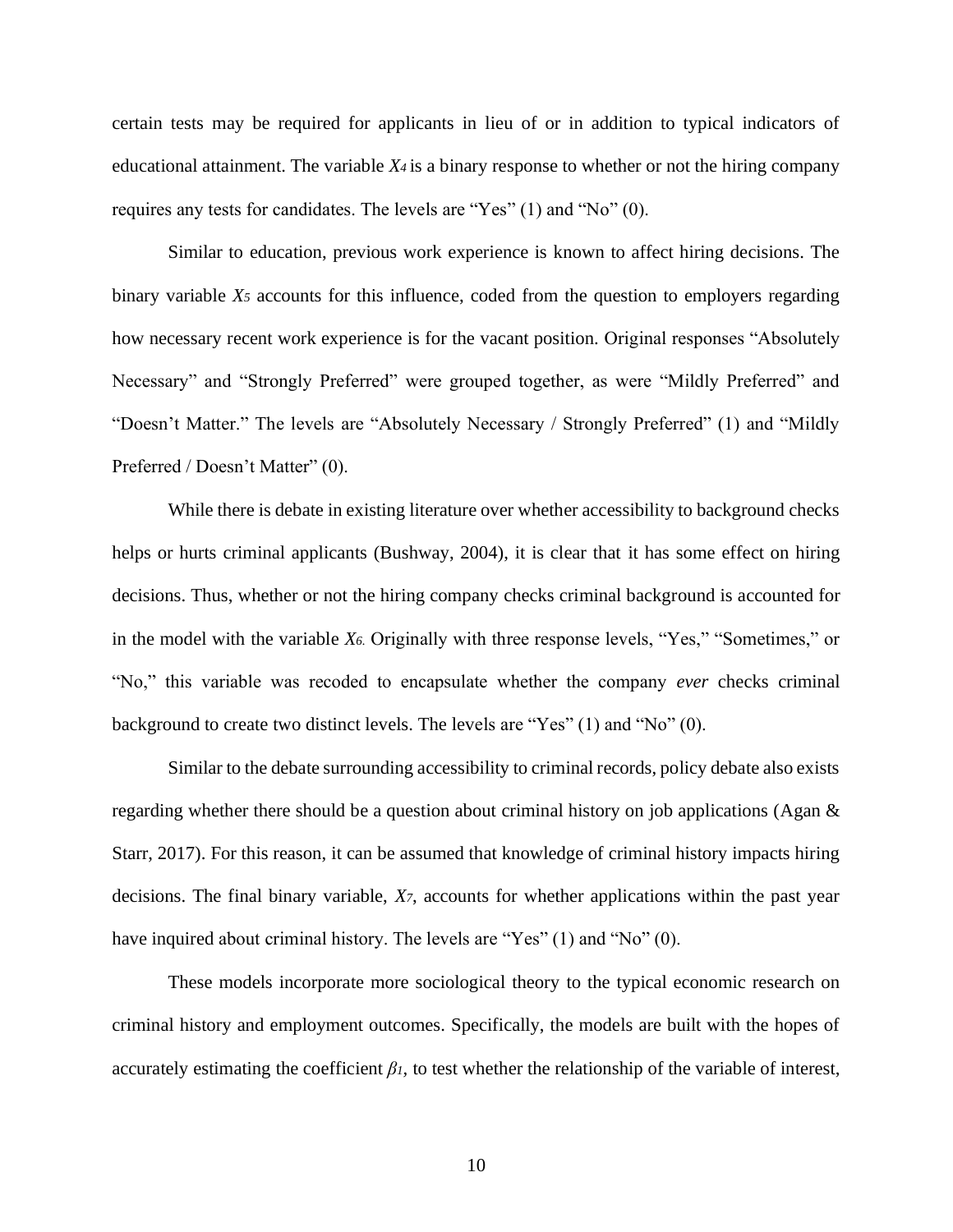certain tests may be required for applicants in lieu of or in addition to typical indicators of educational attainment. The variable $X_4$ is a binary response to whether or not the hiring company requires any tests for candidates. The levels are "Yes" (1) and "No" (0).

Similar to education, previous work experience is known to affect hiring decisions. The binary variable $X_5$ accounts for this influence, coded from the question to employers regarding how necessary recent work experience is for the vacant position. Original responses "Absolutely Necessary" and "Strongly Preferred" were grouped together, as were "Mildly Preferred" and "Doesn't Matter." The levels are "Absolutely Necessary / Strongly Preferred" (1) and "Mildly Preferred / Doesn't Matter" (0).

While there is debate in existing literature over whether accessibility to background checks helps or hurts criminal applicants (Bushway, 2004), it is clear that it has some effect on hiring decisions. Thus, whether or not the hiring company checks criminal background is accounted for in the model with the variable $X_6$. Originally with three response levels, "Yes," "Sometimes," or "No," this variable was recoded to encapsulate whether the company *ever* checks criminal background to create two distinct levels. The levels are "Yes" (1) and "No" (0).

Similar to the debate surrounding accessibility to criminal records, policy debate also exists regarding whether there should be a question about criminal history on job applications (Agan & Starr, 2017). For this reason, it can be assumed that knowledge of criminal history impacts hiring decisions. The final binary variable, $X_7$, accounts for whether applications within the past year have inquired about criminal history. The levels are "Yes" (1) and "No" (0).

These models incorporate more sociological theory to the typical economic research on criminal history and employment outcomes. Specifically, the models are built with the hopes of accurately estimating the coefficient $\beta_1$, to test whether the relationship of the variable of interest,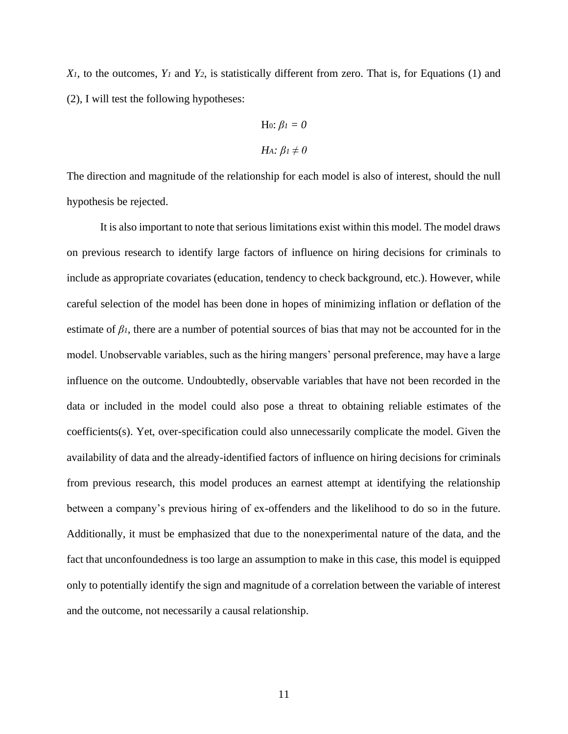$X_1$, to the outcomes, $Y_1$ and $Y_2$, is statistically different from zero. That is, for Equations (1) and (2), I will test the following hypotheses:

$$H_0: \beta_1 = 0$$

$$H_A: \beta_1 \neq 0$$

The direction and magnitude of the relationship for each model is also of interest, should the null hypothesis be rejected.

It is also important to note that serious limitations exist within this model. The model draws on previous research to identify large factors of influence on hiring decisions for criminals to include as appropriate covariates (education, tendency to check background, etc.). However, while careful selection of the model has been done in hopes of minimizing inflation or deflation of the estimate of $\beta_1$, there are a number of potential sources of bias that may not be accounted for in the model. Unobservable variables, such as the hiring mangers' personal preference, may have a large influence on the outcome. Undoubtedly, observable variables that have not been recorded in the data or included in the model could also pose a threat to obtaining reliable estimates of the coefficients(s). Yet, over-specification could also unnecessarily complicate the model. Given the availability of data and the already-identified factors of influence on hiring decisions for criminals from previous research, this model produces an earnest attempt at identifying the relationship between a company's previous hiring of ex-offenders and the likelihood to do so in the future. Additionally, it must be emphasized that due to the nonexperimental nature of the data, and the fact that unconfoundedness is too large an assumption to make in this case, this model is equipped only to potentially identify the sign and magnitude of a correlation between the variable of interest and the outcome, not necessarily a causal relationship.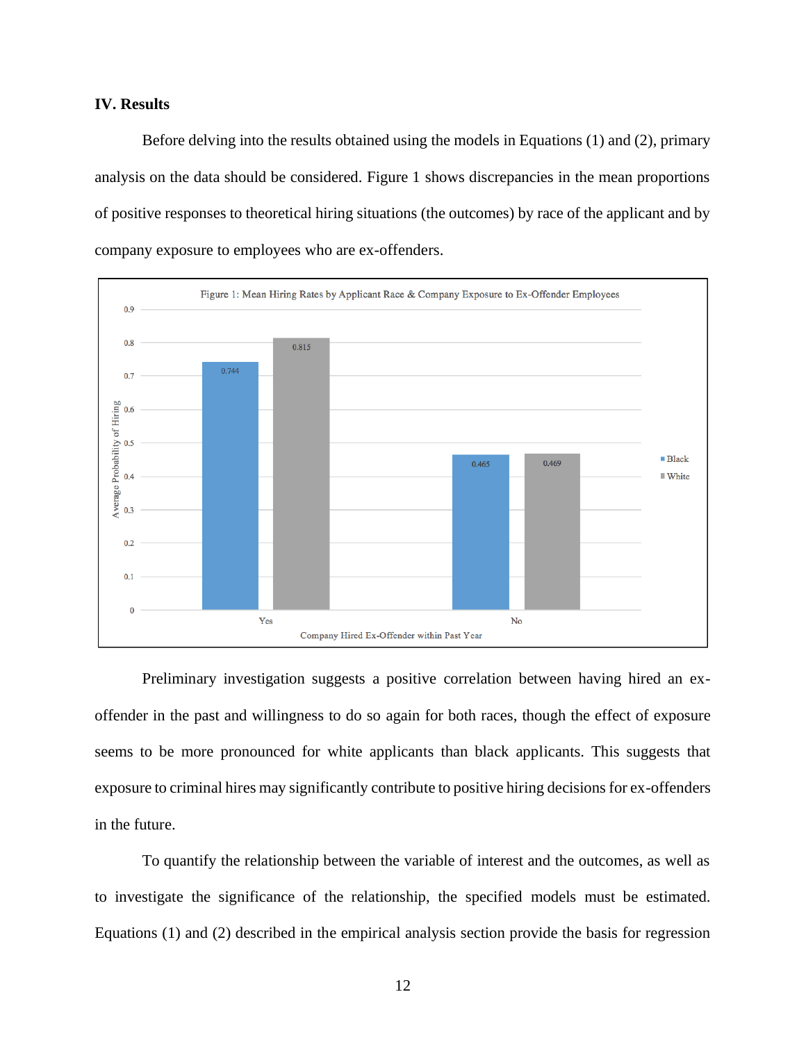### IV. Results

Before delving into the results obtained using the models in Equations (1) and (2), primary analysis on the data should be considered. Figure 1 shows discrepancies in the mean proportions of positive responses to theoretical hiring situations (the outcomes) by race of the applicant and by company exposure to employees who are ex-offenders.

Figure 1: Mean Hiring Rates by Applicant Race & Company Exposure to Ex-Offender Employees

| Company Hired Ex-Offender within Past Year | Black | White |
|---|---|---|
| Yes | 0.744 | 0.815 |
| No | 0.465 | 0.469 |

Preliminary investigation suggests a positive correlation between having hired an ex-offender in the past and willingness to do so again for both races, though the effect of exposure seems to be more pronounced for white applicants than black applicants. This suggests that exposure to criminal hires may significantly contribute to positive hiring decisions for ex-offenders in the future.

To quantify the relationship between the variable of interest and the outcomes, as well as to investigate the significance of the relationship, the specified models must be estimated. Equations (1) and (2) described in the empirical analysis section provide the basis for regression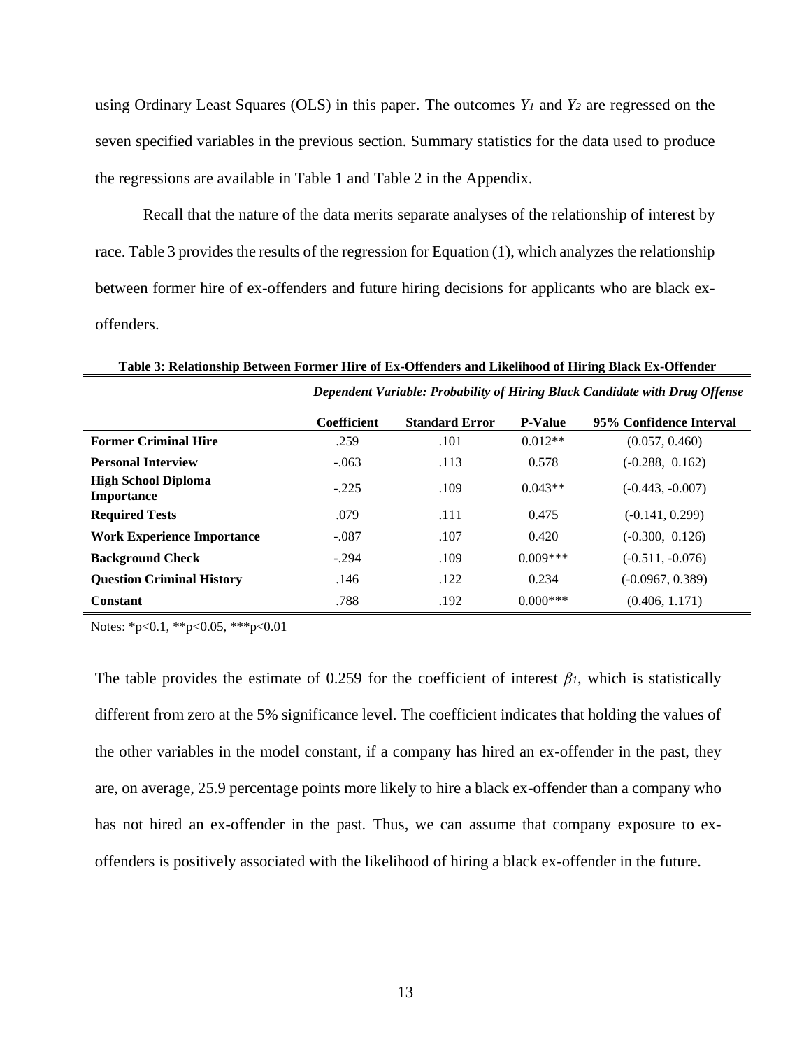using Ordinary Least Squares (OLS) in this paper. The outcomes $Y_1$ and $Y_2$ are regressed on the seven specified variables in the previous section. Summary statistics for the data used to produce the regressions are available in Table 1 and Table 2 in the Appendix.

Recall that the nature of the data merits separate analyses of the relationship of interest by race. Table 3 provides the results of the regression for Equation (1), which analyzes the relationship between former hire of ex-offenders and future hiring decisions for applicants who are black ex-offenders.

**Table 3: Relationship Between Former Hire of Ex-Offenders and Likelihood of Hiring Black Ex-Offender**

| | *Dependent Variable: Probability of Hiring Black Candidate with Drug Offense* | | | |
|---|---|---|---|---|
| | **Coefficient** | **Standard Error** | **P-Value** | **95% Confidence Interval** |
| **Former Criminal Hire** | .259 | .101 | 0.012** | (0.057, 0.460) |
| **Personal Interview** | -.063 | .113 | 0.578 | (-0.288, 0.162) |
| **High School Diploma Importance** | -.225 | .109 | 0.043** | (-0.443, -0.007) |
| **Required Tests** | .079 | .111 | 0.475 | (-0.141, 0.299) |
| **Work Experience Importance** | -.087 | .107 | 0.420 | (-0.300, 0.126) |
| **Background Check** | -.294 | .109 | 0.009*** | (-0.511, -0.076) |
| **Question Criminal History** | .146 | .122 | 0.234 | (-0.0967, 0.389) |
| **Constant** | .788 | .192 | 0.000*** | (0.406, 1.171) |

Notes: *p<0.1, **p<0.05, ***p<0.01

The table provides the estimate of 0.259 for the coefficient of interest $\beta_1$, which is statistically different from zero at the 5% significance level. The coefficient indicates that holding the values of the other variables in the model constant, if a company has hired an ex-offender in the past, they are, on average, 25.9 percentage points more likely to hire a black ex-offender than a company who has not hired an ex-offender in the past. Thus, we can assume that company exposure to ex-offenders is positively associated with the likelihood of hiring a black ex-offender in the future.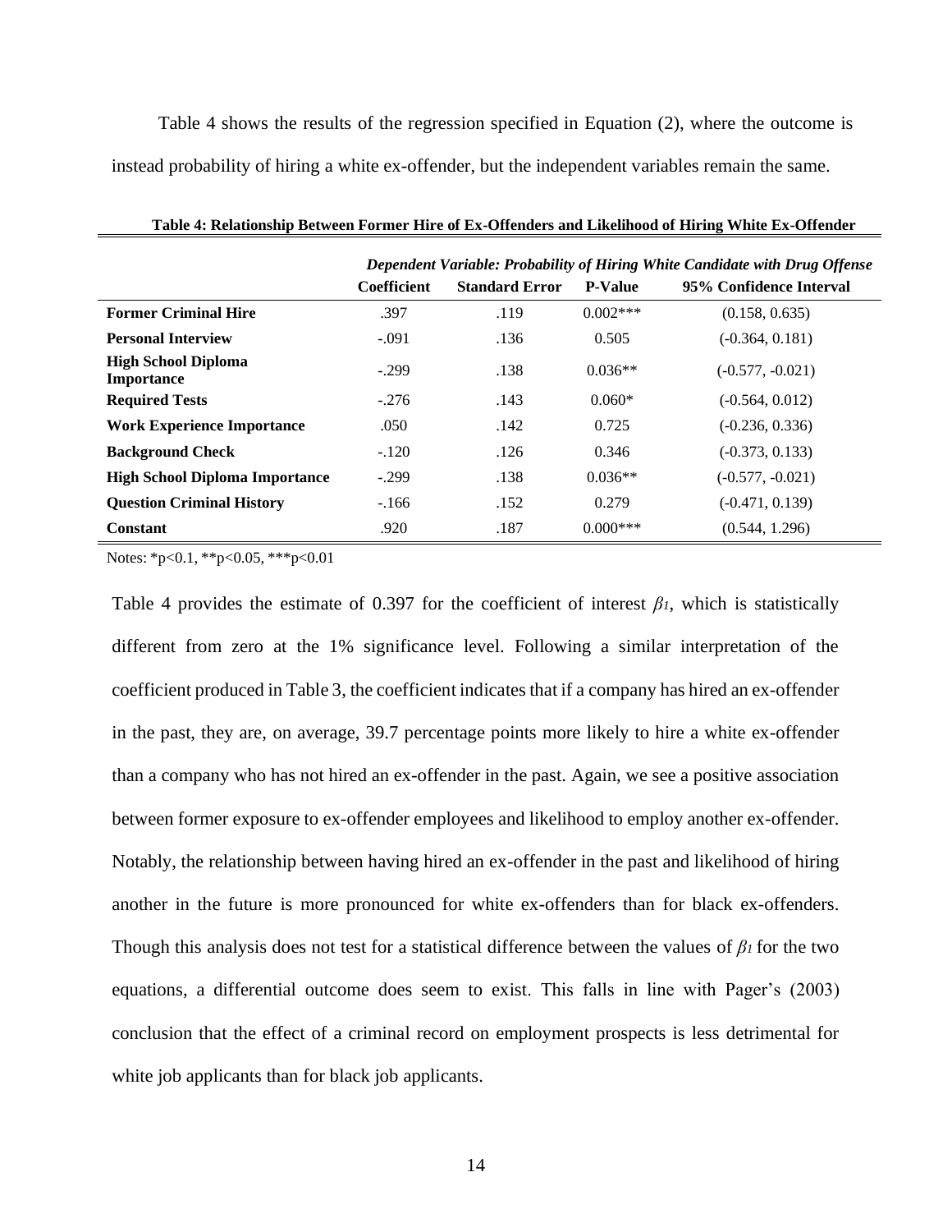Table 4 shows the results of the regression specified in Equation (2), where the outcome is instead probability of hiring a white ex-offender, but the independent variables remain the same.

**Table 4: Relationship Between Former Hire of Ex-Offenders and Likelihood of Hiring White Ex-Offender**

| | ***Dependent Variable: Probability of Hiring White Candidate with Drug Offense*** | | | |
|---|---|---|---|---|
| | **Coefficient** | **Standard Error** | **P-Value** | **95% Confidence Interval** |
| **Former Criminal Hire** | .397 | .119 | 0.002*** | (0.158, 0.635) |
| **Personal Interview** | -.091 | .136 | 0.505 | (-0.364, 0.181) |
| **High School Diploma Importance** | -.299 | .138 | 0.036** | (-0.577, -0.021) |
| **Required Tests** | -.276 | .143 | 0.060* | (-0.564, 0.012) |
| **Work Experience Importance** | .050 | .142 | 0.725 | (-0.236, 0.336) |
| **Background Check** | -.120 | .126 | 0.346 | (-0.373, 0.133) |
| **High School Diploma Importance** | -.299 | .138 | 0.036** | (-0.577, -0.021) |
| **Question Criminal History** | -.166 | .152 | 0.279 | (-0.471, 0.139) |
| **Constant** | .920 | .187 | 0.000*** | (0.544, 1.296) |

Notes: *p<0.1, **p<0.05, ***p<0.01

Table 4 provides the estimate of 0.397 for the coefficient of interest $\beta_1$, which is statistically different from zero at the 1% significance level. Following a similar interpretation of the coefficient produced in Table 3, the coefficient indicates that if a company has hired an ex-offender in the past, they are, on average, 39.7 percentage points more likely to hire a white ex-offender than a company who has not hired an ex-offender in the past. Again, we see a positive association between former exposure to ex-offender employees and likelihood to employ another ex-offender. Notably, the relationship between having hired an ex-offender in the past and likelihood of hiring another in the future is more pronounced for white ex-offenders than for black ex-offenders. Though this analysis does not test for a statistical difference between the values of $\beta_1$ for the two equations, a differential outcome does seem to exist. This falls in line with Pager's (2003) conclusion that the effect of a criminal record on employment prospects is less detrimental for white job applicants than for black job applicants.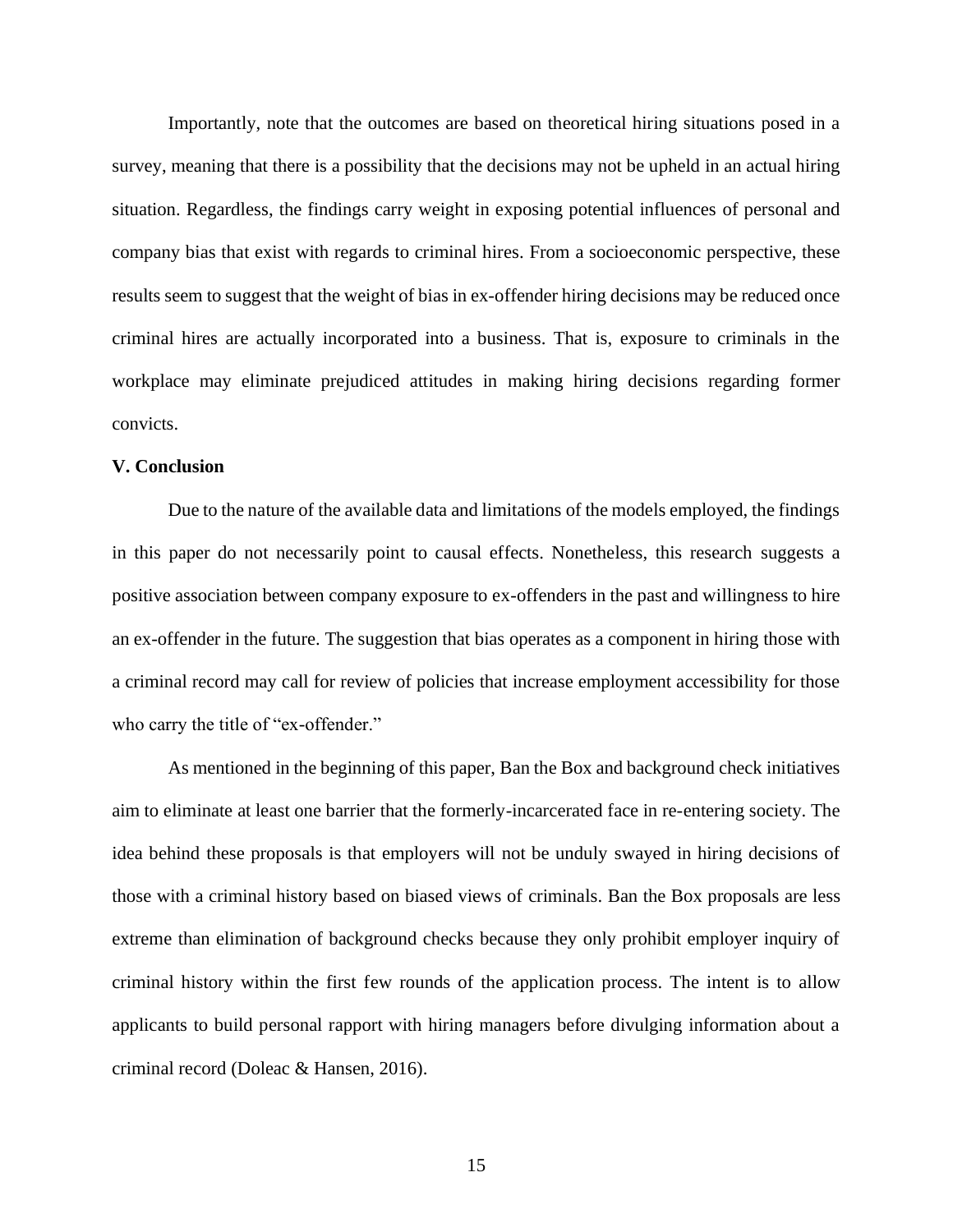Importantly, note that the outcomes are based on theoretical hiring situations posed in a survey, meaning that there is a possibility that the decisions may not be upheld in an actual hiring situation. Regardless, the findings carry weight in exposing potential influences of personal and company bias that exist with regards to criminal hires. From a socioeconomic perspective, these results seem to suggest that the weight of bias in ex-offender hiring decisions may be reduced once criminal hires are actually incorporated into a business. That is, exposure to criminals in the workplace may eliminate prejudiced attitudes in making hiring decisions regarding former convicts.

**V. Conclusion**

Due to the nature of the available data and limitations of the models employed, the findings in this paper do not necessarily point to causal effects. Nonetheless, this research suggests a positive association between company exposure to ex-offenders in the past and willingness to hire an ex-offender in the future. The suggestion that bias operates as a component in hiring those with a criminal record may call for review of policies that increase employment accessibility for those who carry the title of "ex-offender."

As mentioned in the beginning of this paper, Ban the Box and background check initiatives aim to eliminate at least one barrier that the formerly-incarcerated face in re-entering society. The idea behind these proposals is that employers will not be unduly swayed in hiring decisions of those with a criminal history based on biased views of criminals. Ban the Box proposals are less extreme than elimination of background checks because they only prohibit employer inquiry of criminal history within the first few rounds of the application process. The intent is to allow applicants to build personal rapport with hiring managers before divulging information about a criminal record (Doleac & Hansen, 2016).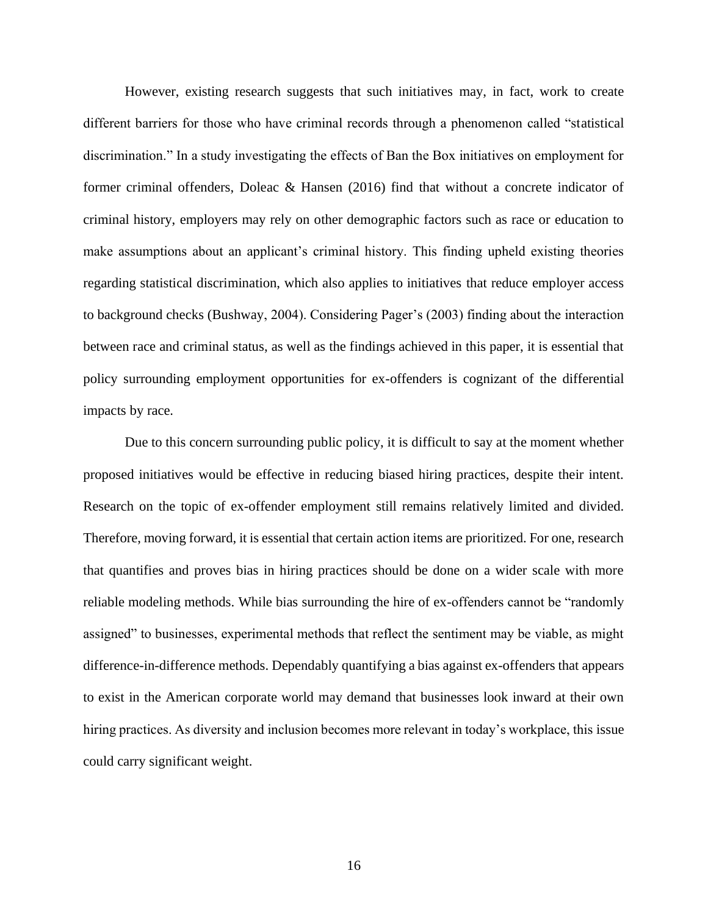However, existing research suggests that such initiatives may, in fact, work to create different barriers for those who have criminal records through a phenomenon called "statistical discrimination." In a study investigating the effects of Ban the Box initiatives on employment for former criminal offenders, Doleac & Hansen (2016) find that without a concrete indicator of criminal history, employers may rely on other demographic factors such as race or education to make assumptions about an applicant's criminal history. This finding upheld existing theories regarding statistical discrimination, which also applies to initiatives that reduce employer access to background checks (Bushway, 2004). Considering Pager's (2003) finding about the interaction between race and criminal status, as well as the findings achieved in this paper, it is essential that policy surrounding employment opportunities for ex-offenders is cognizant of the differential impacts by race.

Due to this concern surrounding public policy, it is difficult to say at the moment whether proposed initiatives would be effective in reducing biased hiring practices, despite their intent. Research on the topic of ex-offender employment still remains relatively limited and divided. Therefore, moving forward, it is essential that certain action items are prioritized. For one, research that quantifies and proves bias in hiring practices should be done on a wider scale with more reliable modeling methods. While bias surrounding the hire of ex-offenders cannot be "randomly assigned" to businesses, experimental methods that reflect the sentiment may be viable, as might difference-in-difference methods. Dependably quantifying a bias against ex-offenders that appears to exist in the American corporate world may demand that businesses look inward at their own hiring practices. As diversity and inclusion becomes more relevant in today's workplace, this issue could carry significant weight.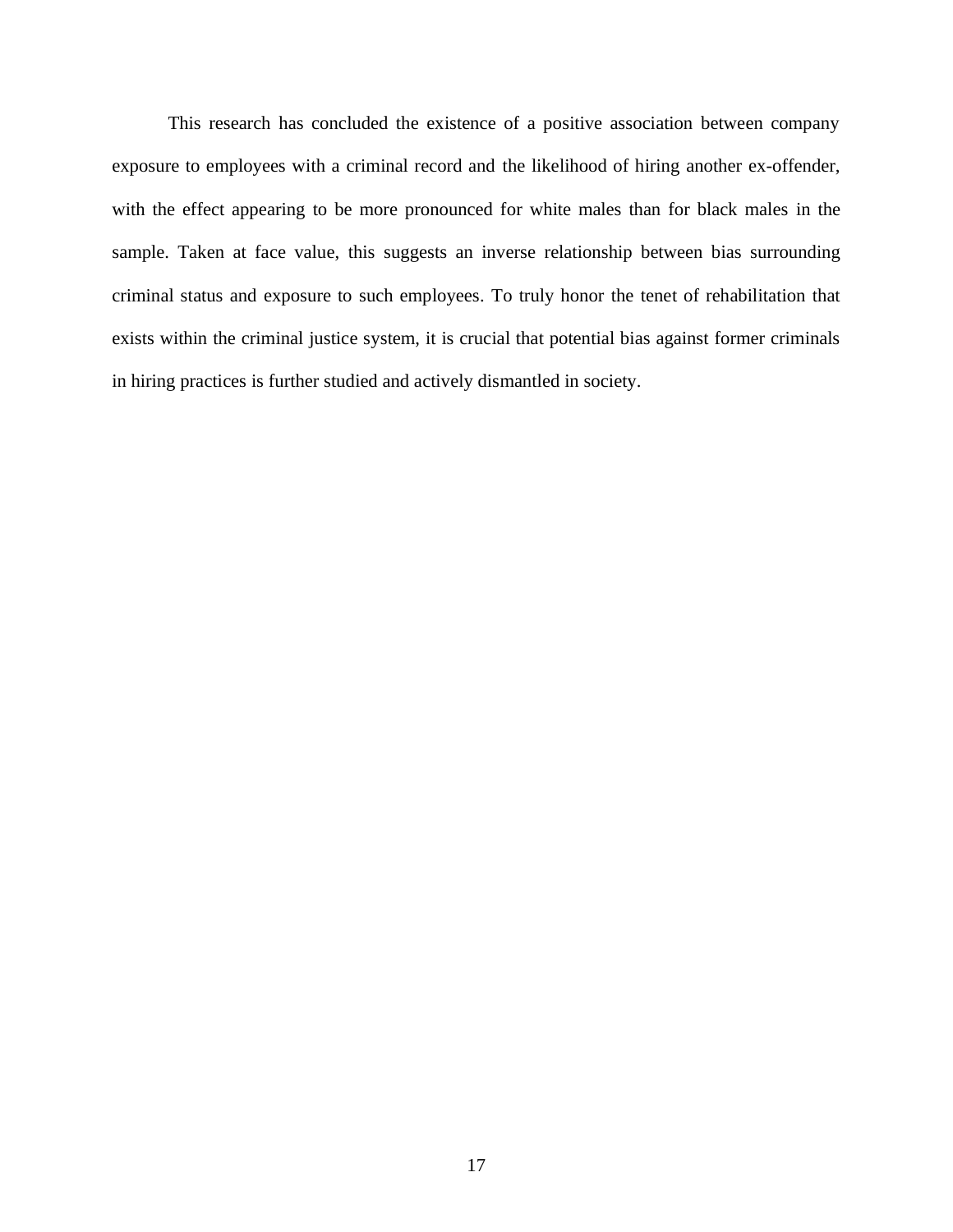This research has concluded the existence of a positive association between company exposure to employees with a criminal record and the likelihood of hiring another ex-offender, with the effect appearing to be more pronounced for white males than for black males in the sample. Taken at face value, this suggests an inverse relationship between bias surrounding criminal status and exposure to such employees. To truly honor the tenet of rehabilitation that exists within the criminal justice system, it is crucial that potential bias against former criminals in hiring practices is further studied and actively dismantled in society.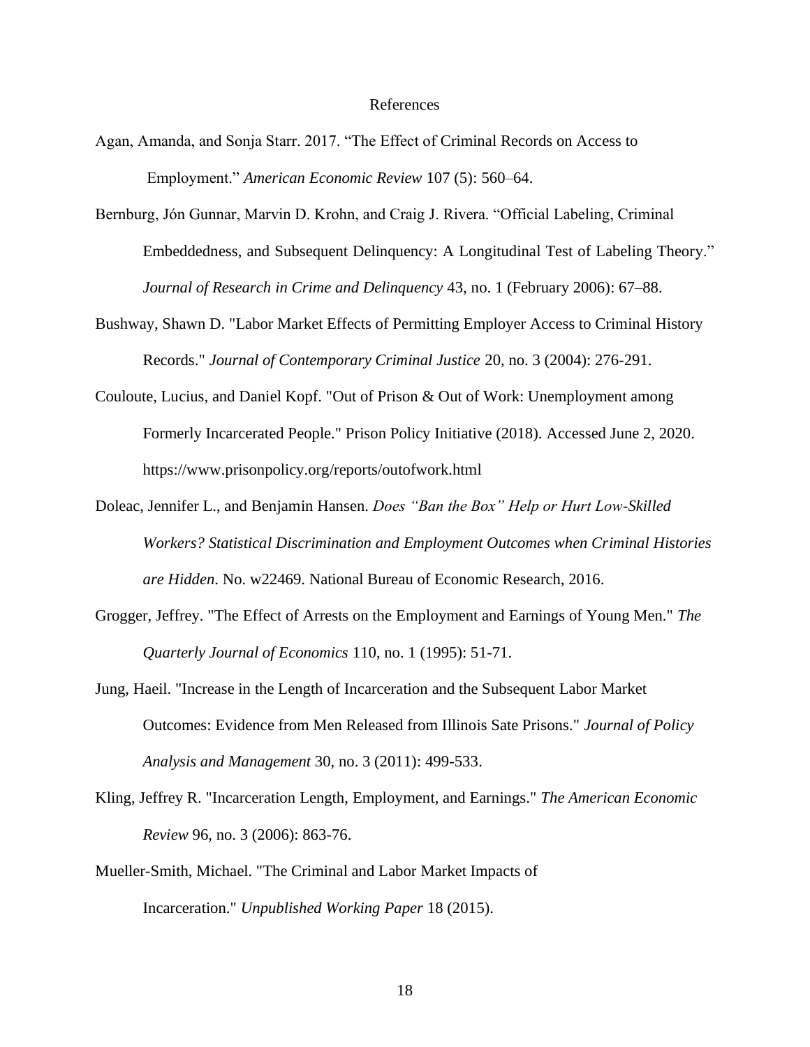# References

Agan, Amanda, and Sonja Starr. 2017. "The Effect of Criminal Records on Access to Employment." *American Economic Review* 107 (5): 560–64.

Bernburg, Jón Gunnar, Marvin D. Krohn, and Craig J. Rivera. "Official Labeling, Criminal Embeddedness, and Subsequent Delinquency: A Longitudinal Test of Labeling Theory." *Journal of Research in Crime and Delinquency* 43, no. 1 (February 2006): 67–88.

Bushway, Shawn D. "Labor Market Effects of Permitting Employer Access to Criminal History Records." *Journal of Contemporary Criminal Justice* 20, no. 3 (2004): 276-291.

Couloute, Lucius, and Daniel Kopf. "Out of Prison & Out of Work: Unemployment among Formerly Incarcerated People." Prison Policy Initiative (2018). Accessed June 2, 2020. https://www.prisonpolicy.org/reports/outofwork.html

Doleac, Jennifer L., and Benjamin Hansen. *Does "Ban the Box" Help or Hurt Low-Skilled Workers? Statistical Discrimination and Employment Outcomes when Criminal Histories are Hidden*. No. w22469. National Bureau of Economic Research, 2016.

Grogger, Jeffrey. "The Effect of Arrests on the Employment and Earnings of Young Men." *The Quarterly Journal of Economics* 110, no. 1 (1995): 51-71.

Jung, Haeil. "Increase in the Length of Incarceration and the Subsequent Labor Market Outcomes: Evidence from Men Released from Illinois Sate Prisons." *Journal of Policy Analysis and Management* 30, no. 3 (2011): 499-533.

Kling, Jeffrey R. "Incarceration Length, Employment, and Earnings." *The American Economic Review* 96, no. 3 (2006): 863-76.

Mueller-Smith, Michael. "The Criminal and Labor Market Impacts of Incarceration." *Unpublished Working Paper* 18 (2015).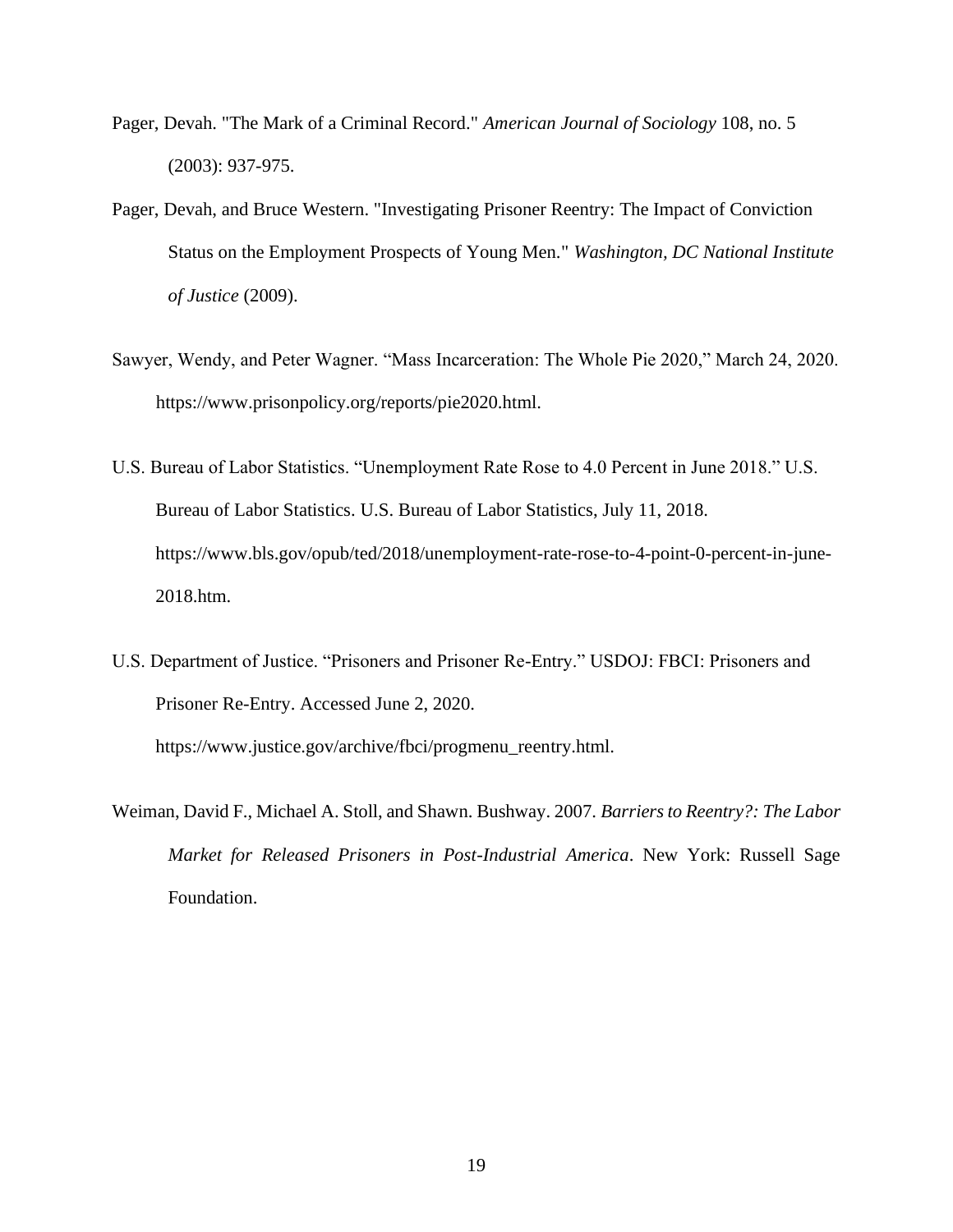Pager, Devah. "The Mark of a Criminal Record." *American Journal of Sociology* 108, no. 5 (2003): 937-975.

Pager, Devah, and Bruce Western. "Investigating Prisoner Reentry: The Impact of Conviction Status on the Employment Prospects of Young Men." *Washington, DC National Institute of Justice* (2009).

Sawyer, Wendy, and Peter Wagner. "Mass Incarceration: The Whole Pie 2020," March 24, 2020. https://www.prisonpolicy.org/reports/pie2020.html.

U.S. Bureau of Labor Statistics. "Unemployment Rate Rose to 4.0 Percent in June 2018." U.S. Bureau of Labor Statistics. U.S. Bureau of Labor Statistics, July 11, 2018. https://www.bls.gov/opub/ted/2018/unemployment-rate-rose-to-4-point-0-percent-in-june-2018.htm.

U.S. Department of Justice. "Prisoners and Prisoner Re-Entry." USDOJ: FBCI: Prisoners and Prisoner Re-Entry. Accessed June 2, 2020. https://www.justice.gov/archive/fbci/progmenu_reentry.html.

Weiman, David F., Michael A. Stoll, and Shawn. Bushway. 2007. *Barriers to Reentry?: The Labor Market for Released Prisoners in Post-Industrial America*. New York: Russell Sage Foundation.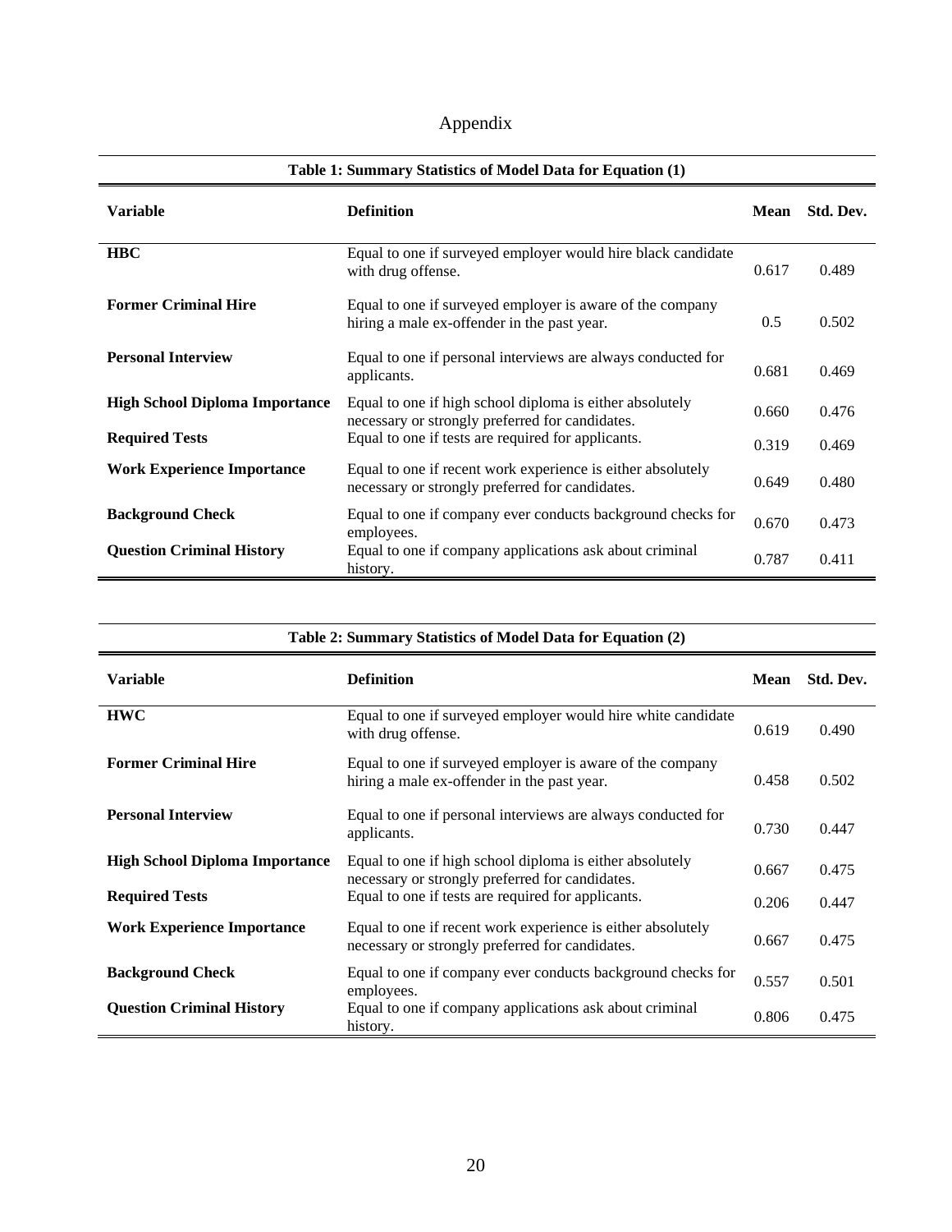# Appendix

**Table 1: Summary Statistics of Model Data for Equation (1)**

| Variable | Definition | Mean | Std. Dev. |
|---|---|---|---|
| **HBC** | Equal to one if surveyed employer would hire black candidate with drug offense. | 0.617 | 0.489 |
| **Former Criminal Hire** | Equal to one if surveyed employer is aware of the company hiring a male ex-offender in the past year. | 0.5 | 0.502 |
| **Personal Interview** | Equal to one if personal interviews are always conducted for applicants. | 0.681 | 0.469 |
| **High School Diploma Importance** | Equal to one if high school diploma is either absolutely necessary or strongly preferred for candidates. | 0.660 | 0.476 |
| **Required Tests** | Equal to one if tests are required for applicants. | 0.319 | 0.469 |
| **Work Experience Importance** | Equal to one if recent work experience is either absolutely necessary or strongly preferred for candidates. | 0.649 | 0.480 |
| **Background Check** | Equal to one if company ever conducts background checks for employees. | 0.670 | 0.473 |
| **Question Criminal History** | Equal to one if company applications ask about criminal history. | 0.787 | 0.411 |

**Table 2: Summary Statistics of Model Data for Equation (2)**

| Variable | Definition | Mean | Std. Dev. |
|---|---|---|---|
| **HWC** | Equal to one if surveyed employer would hire white candidate with drug offense. | 0.619 | 0.490 |
| **Former Criminal Hire** | Equal to one if surveyed employer is aware of the company hiring a male ex-offender in the past year. | 0.458 | 0.502 |
| **Personal Interview** | Equal to one if personal interviews are always conducted for applicants. | 0.730 | 0.447 |
| **High School Diploma Importance** | Equal to one if high school diploma is either absolutely necessary or strongly preferred for candidates. | 0.667 | 0.475 |
| **Required Tests** | Equal to one if tests are required for applicants. | 0.206 | 0.447 |
| **Work Experience Importance** | Equal to one if recent work experience is either absolutely necessary or strongly preferred for candidates. | 0.667 | 0.475 |
| **Background Check** | Equal to one if company ever conducts background checks for employees. | 0.557 | 0.501 |
| **Question Criminal History** | Equal to one if company applications ask about criminal history. | 0.806 | 0.475 |